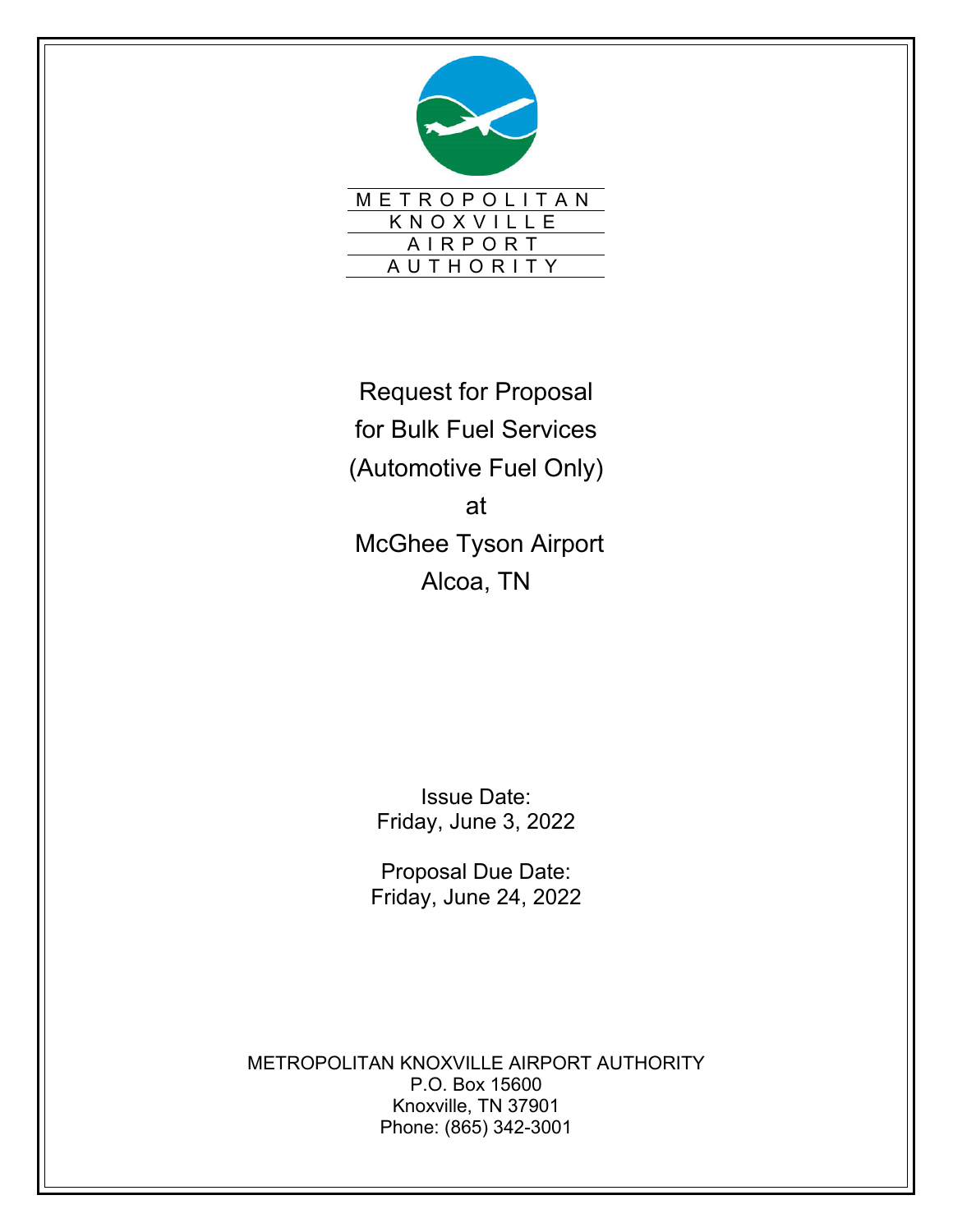METROPOLITAN
KNOXVILLE
AIRPORT
AUTHORITY

# Request for Proposal for Bulk Fuel Services (Automotive Fuel Only) at McGhee Tyson Airport Alcoa, TN

Issue Date:
Friday, June 3, 2022

Proposal Due Date:
Friday, June 24, 2022

METROPOLITAN KNOXVILLE AIRPORT AUTHORITY
P.O. Box 15600
Knoxville, TN 37901
Phone: (865) 342-3001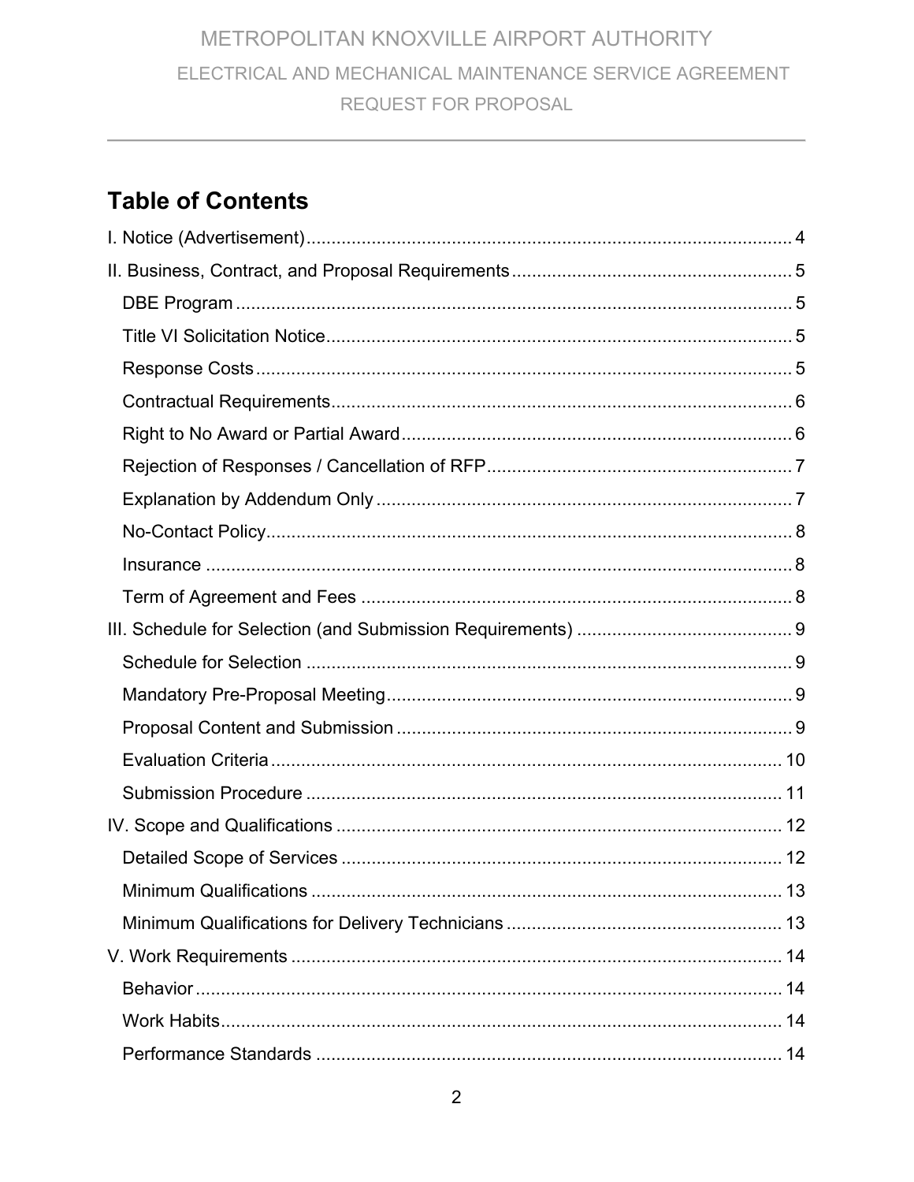# Table of Contents

I. Notice (Advertisement) ..... 4

II. Business, Contract, and Proposal Requirements ..... 5

- DBE Program ..... 5
- Title VI Solicitation Notice ..... 5
- Response Costs ..... 5
- Contractual Requirements ..... 6
- Right to No Award or Partial Award ..... 6
- Rejection of Responses / Cancellation of RFP ..... 7
- Explanation by Addendum Only ..... 7
- No-Contact Policy ..... 8
- Insurance ..... 8
- Term of Agreement and Fees ..... 8

III. Schedule for Selection (and Submission Requirements) ..... 9

- Schedule for Selection ..... 9
- Mandatory Pre-Proposal Meeting ..... 9
- Proposal Content and Submission ..... 9
- Evaluation Criteria ..... 10
- Submission Procedure ..... 11

IV. Scope and Qualifications ..... 12

- Detailed Scope of Services ..... 12
- Minimum Qualifications ..... 13
- Minimum Qualifications for Delivery Technicians ..... 13

V. Work Requirements ..... 14

- Behavior ..... 14
- Work Habits ..... 14
- Performance Standards ..... 14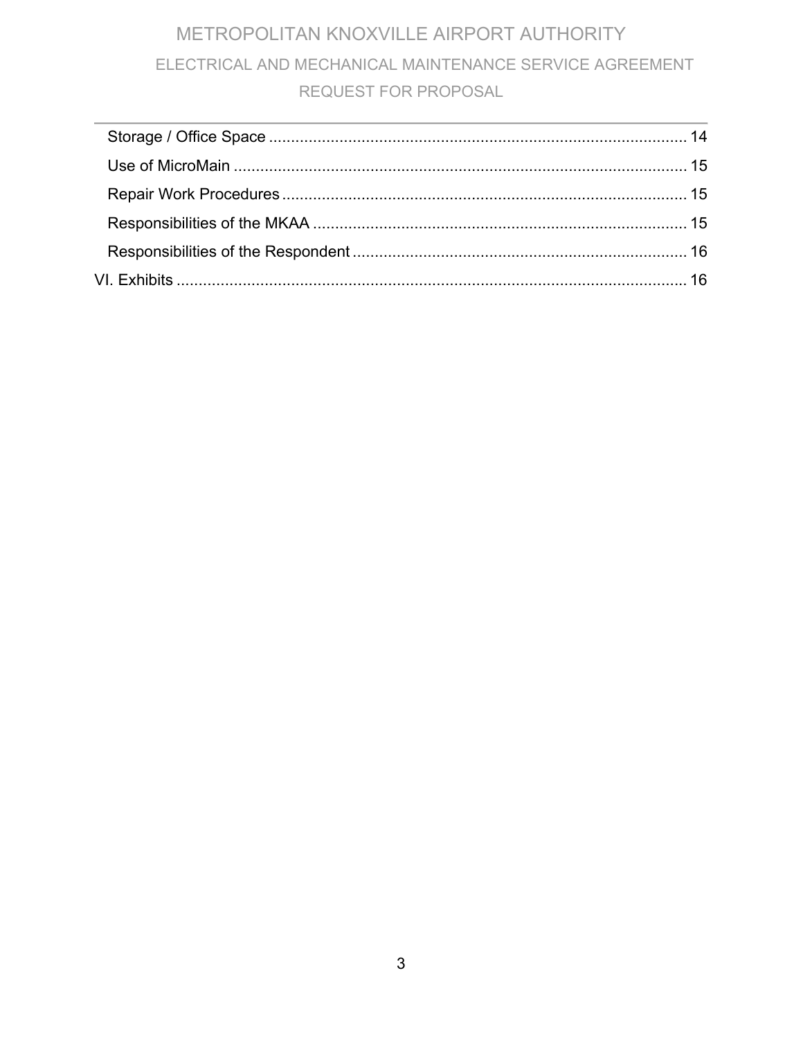Storage / Office Space ........................................................................................ 14

Use of MicroMain ................................................................................................ 15

Repair Work Procedures ..................................................................................... 15

Responsibilities of the MKAA .............................................................................. 15

Responsibilities of the Respondent ..................................................................... 16

VI. Exhibits .............................................................................................................. 16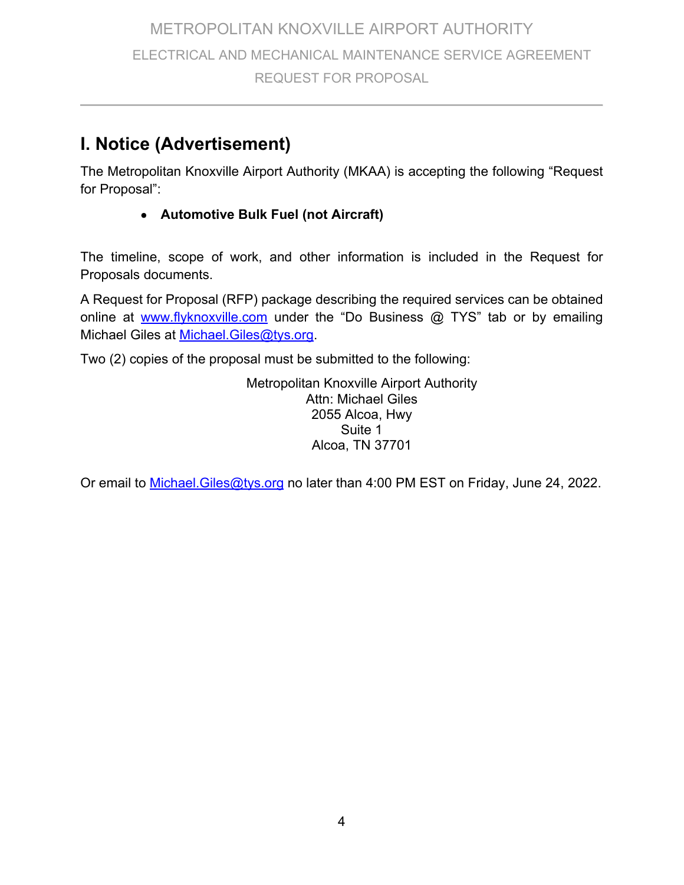# I. Notice (Advertisement)

The Metropolitan Knoxville Airport Authority (MKAA) is accepting the following "Request for Proposal":

- **Automotive Bulk Fuel (not Aircraft)**

The timeline, scope of work, and other information is included in the Request for Proposals documents.

A Request for Proposal (RFP) package describing the required services can be obtained online at www.flyknoxville.com under the "Do Business @ TYS" tab or by emailing Michael Giles at Michael.Giles@tys.org.

Two (2) copies of the proposal must be submitted to the following:

Metropolitan Knoxville Airport Authority
Attn: Michael Giles
2055 Alcoa, Hwy
Suite 1
Alcoa, TN 37701

Or email to Michael.Giles@tys.org no later than 4:00 PM EST on Friday, June 24, 2022.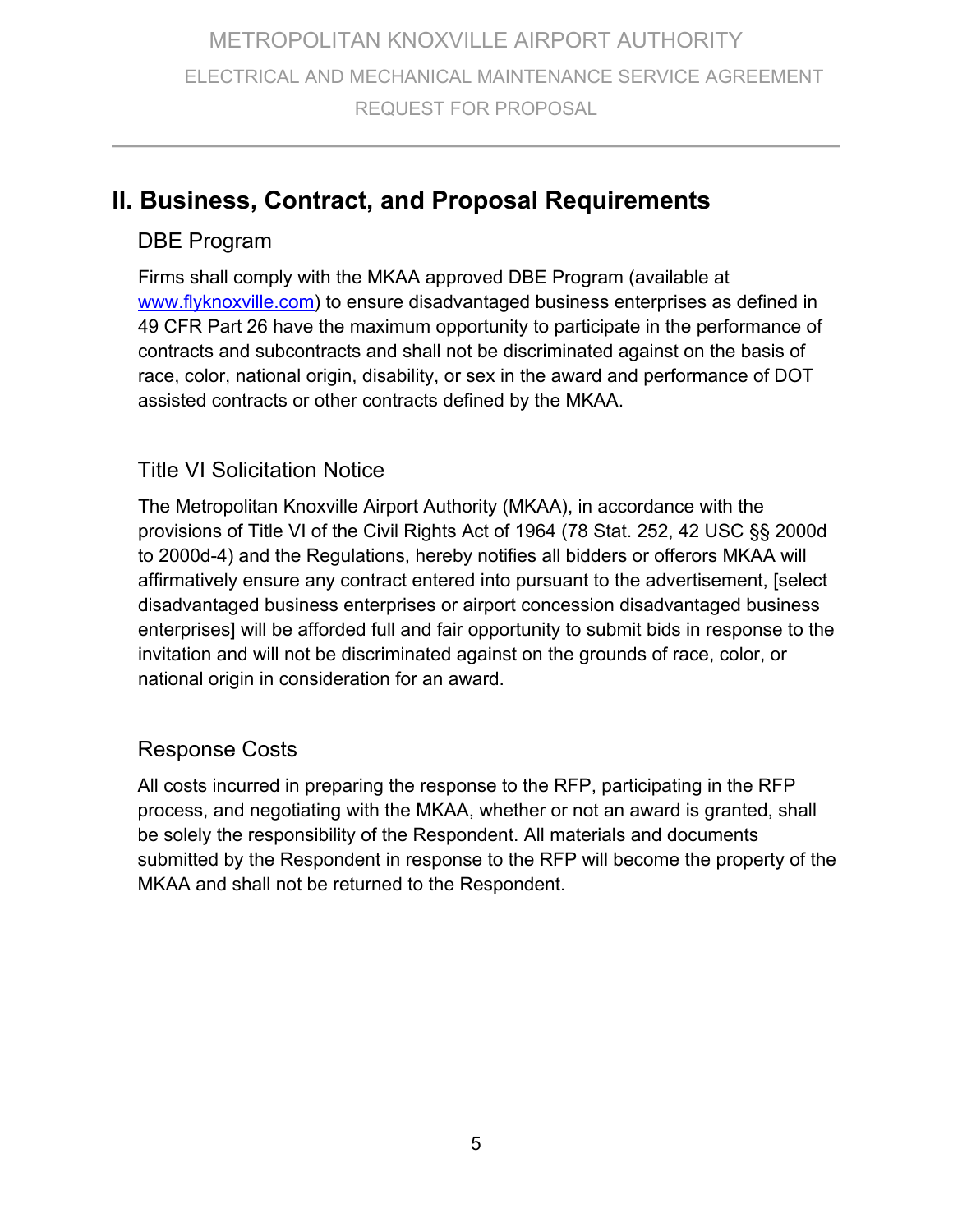# II. Business, Contract, and Proposal Requirements

## DBE Program

Firms shall comply with the MKAA approved DBE Program (available at [www.flyknoxville.com](http://www.flyknoxville.com)) to ensure disadvantaged business enterprises as defined in 49 CFR Part 26 have the maximum opportunity to participate in the performance of contracts and subcontracts and shall not be discriminated against on the basis of race, color, national origin, disability, or sex in the award and performance of DOT assisted contracts or other contracts defined by the MKAA.

## Title VI Solicitation Notice

The Metropolitan Knoxville Airport Authority (MKAA), in accordance with the provisions of Title VI of the Civil Rights Act of 1964 (78 Stat. 252, 42 USC §§ 2000d to 2000d-4) and the Regulations, hereby notifies all bidders or offerors MKAA will affirmatively ensure any contract entered into pursuant to the advertisement, [select disadvantaged business enterprises or airport concession disadvantaged business enterprises] will be afforded full and fair opportunity to submit bids in response to the invitation and will not be discriminated against on the grounds of race, color, or national origin in consideration for an award.

## Response Costs

All costs incurred in preparing the response to the RFP, participating in the RFP process, and negotiating with the MKAA, whether or not an award is granted, shall be solely the responsibility of the Respondent. All materials and documents submitted by the Respondent in response to the RFP will become the property of the MKAA and shall not be returned to the Respondent.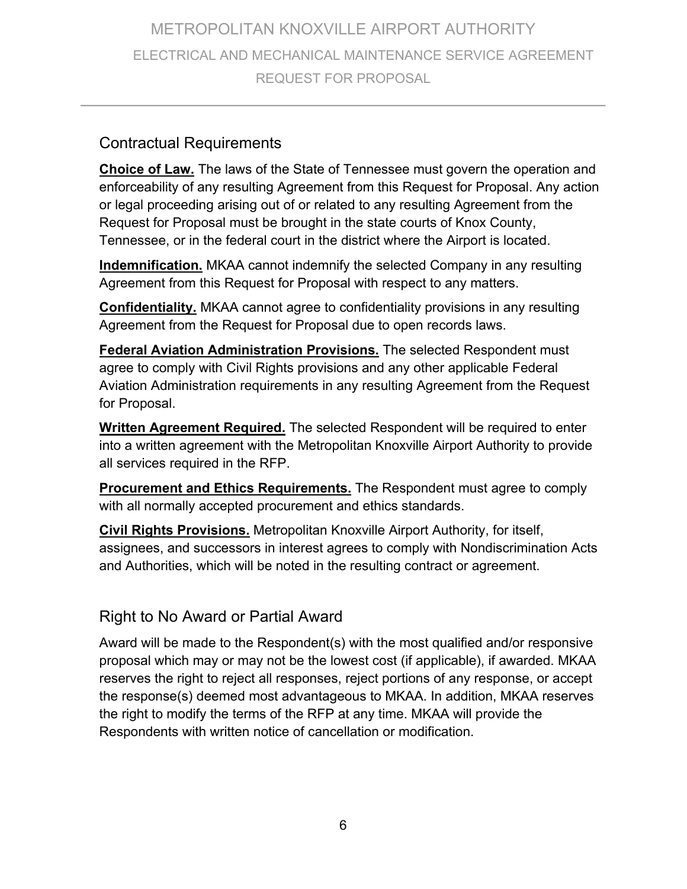## Contractual Requirements

**Choice of Law.** The laws of the State of Tennessee must govern the operation and enforceability of any resulting Agreement from this Request for Proposal. Any action or legal proceeding arising out of or related to any resulting Agreement from the Request for Proposal must be brought in the state courts of Knox County, Tennessee, or in the federal court in the district where the Airport is located.

**Indemnification.** MKAA cannot indemnify the selected Company in any resulting Agreement from this Request for Proposal with respect to any matters.

**Confidentiality.** MKAA cannot agree to confidentiality provisions in any resulting Agreement from the Request for Proposal due to open records laws.

**Federal Aviation Administration Provisions.** The selected Respondent must agree to comply with Civil Rights provisions and any other applicable Federal Aviation Administration requirements in any resulting Agreement from the Request for Proposal.

**Written Agreement Required.** The selected Respondent will be required to enter into a written agreement with the Metropolitan Knoxville Airport Authority to provide all services required in the RFP.

**Procurement and Ethics Requirements.** The Respondent must agree to comply with all normally accepted procurement and ethics standards.

**Civil Rights Provisions.** Metropolitan Knoxville Airport Authority, for itself, assignees, and successors in interest agrees to comply with Nondiscrimination Acts and Authorities, which will be noted in the resulting contract or agreement.

## Right to No Award or Partial Award

Award will be made to the Respondent(s) with the most qualified and/or responsive proposal which may or may not be the lowest cost (if applicable), if awarded. MKAA reserves the right to reject all responses, reject portions of any response, or accept the response(s) deemed most advantageous to MKAA. In addition, MKAA reserves the right to modify the terms of the RFP at any time. MKAA will provide the Respondents with written notice of cancellation or modification.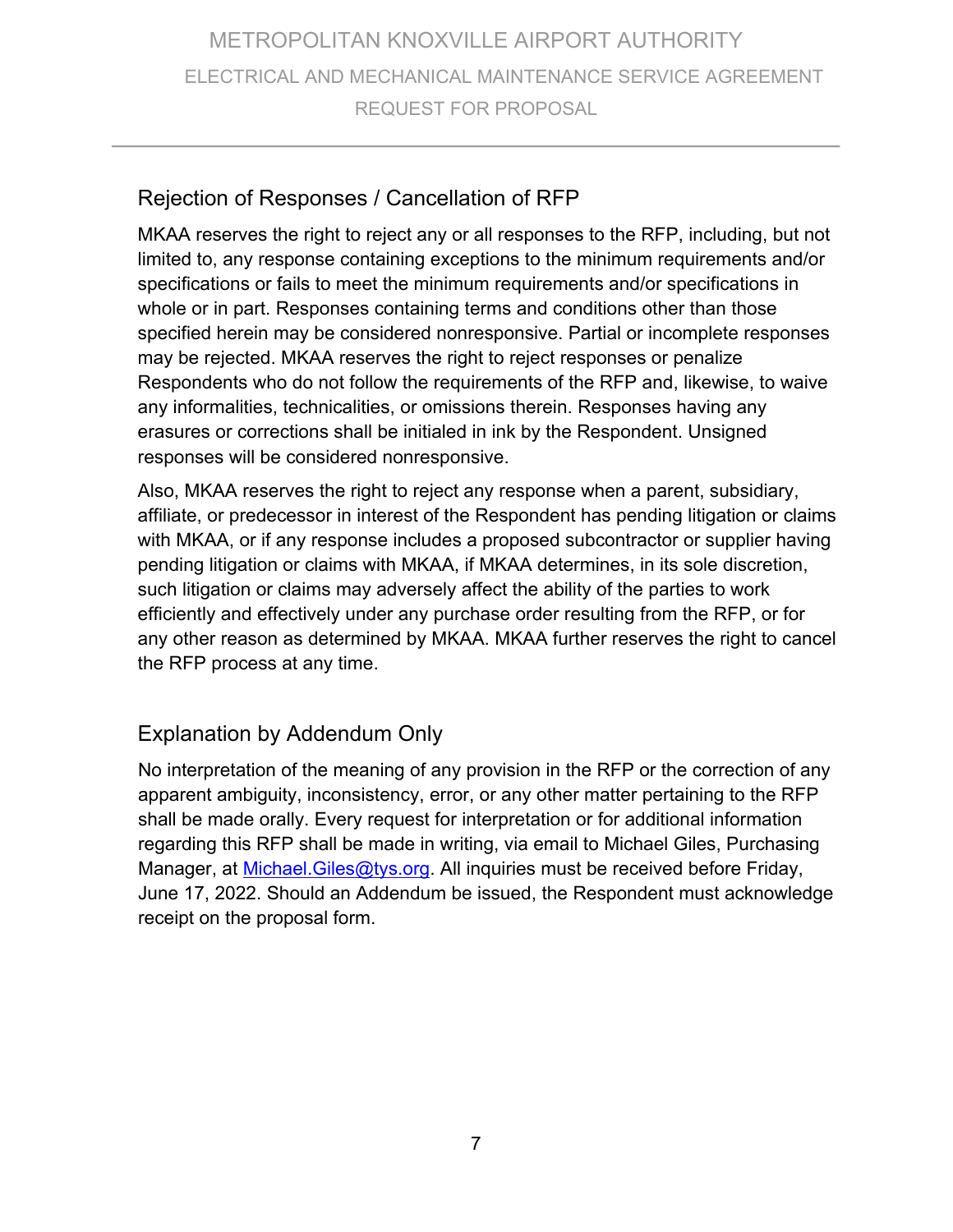## Rejection of Responses / Cancellation of RFP

MKAA reserves the right to reject any or all responses to the RFP, including, but not limited to, any response containing exceptions to the minimum requirements and/or specifications or fails to meet the minimum requirements and/or specifications in whole or in part. Responses containing terms and conditions other than those specified herein may be considered nonresponsive. Partial or incomplete responses may be rejected. MKAA reserves the right to reject responses or penalize Respondents who do not follow the requirements of the RFP and, likewise, to waive any informalities, technicalities, or omissions therein. Responses having any erasures or corrections shall be initialed in ink by the Respondent. Unsigned responses will be considered nonresponsive.

Also, MKAA reserves the right to reject any response when a parent, subsidiary, affiliate, or predecessor in interest of the Respondent has pending litigation or claims with MKAA, or if any response includes a proposed subcontractor or supplier having pending litigation or claims with MKAA, if MKAA determines, in its sole discretion, such litigation or claims may adversely affect the ability of the parties to work efficiently and effectively under any purchase order resulting from the RFP, or for any other reason as determined by MKAA. MKAA further reserves the right to cancel the RFP process at any time.

## Explanation by Addendum Only

No interpretation of the meaning of any provision in the RFP or the correction of any apparent ambiguity, inconsistency, error, or any other matter pertaining to the RFP shall be made orally. Every request for interpretation or for additional information regarding this RFP shall be made in writing, via email to Michael Giles, Purchasing Manager, at Michael.Giles@tys.org. All inquiries must be received before Friday, June 17, 2022. Should an Addendum be issued, the Respondent must acknowledge receipt on the proposal form.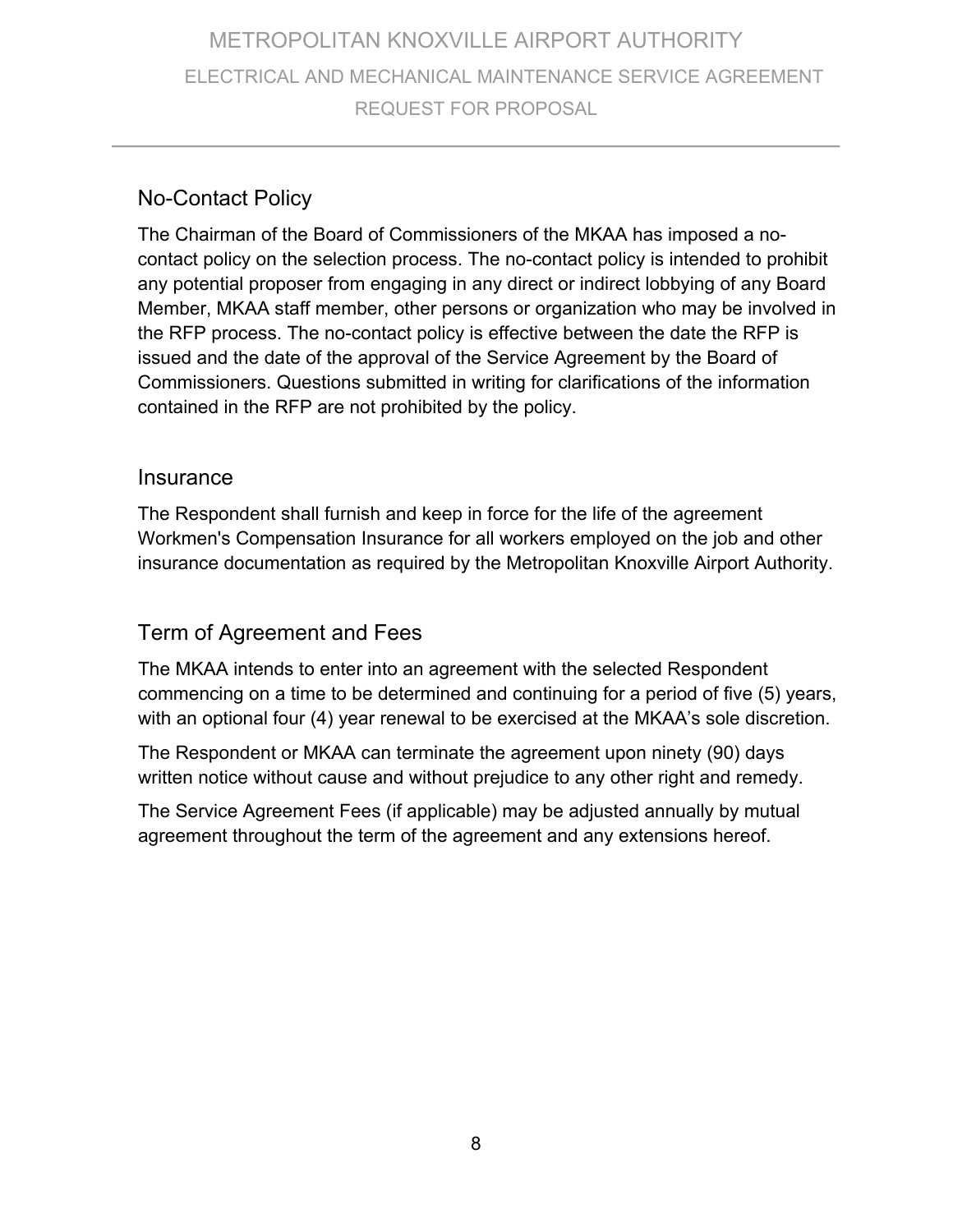## No-Contact Policy

The Chairman of the Board of Commissioners of the MKAA has imposed a no-contact policy on the selection process. The no-contact policy is intended to prohibit any potential proposer from engaging in any direct or indirect lobbying of any Board Member, MKAA staff member, other persons or organization who may be involved in the RFP process. The no-contact policy is effective between the date the RFP is issued and the date of the approval of the Service Agreement by the Board of Commissioners. Questions submitted in writing for clarifications of the information contained in the RFP are not prohibited by the policy.

## Insurance

The Respondent shall furnish and keep in force for the life of the agreement Workmen's Compensation Insurance for all workers employed on the job and other insurance documentation as required by the Metropolitan Knoxville Airport Authority.

## Term of Agreement and Fees

The MKAA intends to enter into an agreement with the selected Respondent commencing on a time to be determined and continuing for a period of five (5) years, with an optional four (4) year renewal to be exercised at the MKAA's sole discretion.

The Respondent or MKAA can terminate the agreement upon ninety (90) days written notice without cause and without prejudice to any other right and remedy.

The Service Agreement Fees (if applicable) may be adjusted annually by mutual agreement throughout the term of the agreement and any extensions hereof.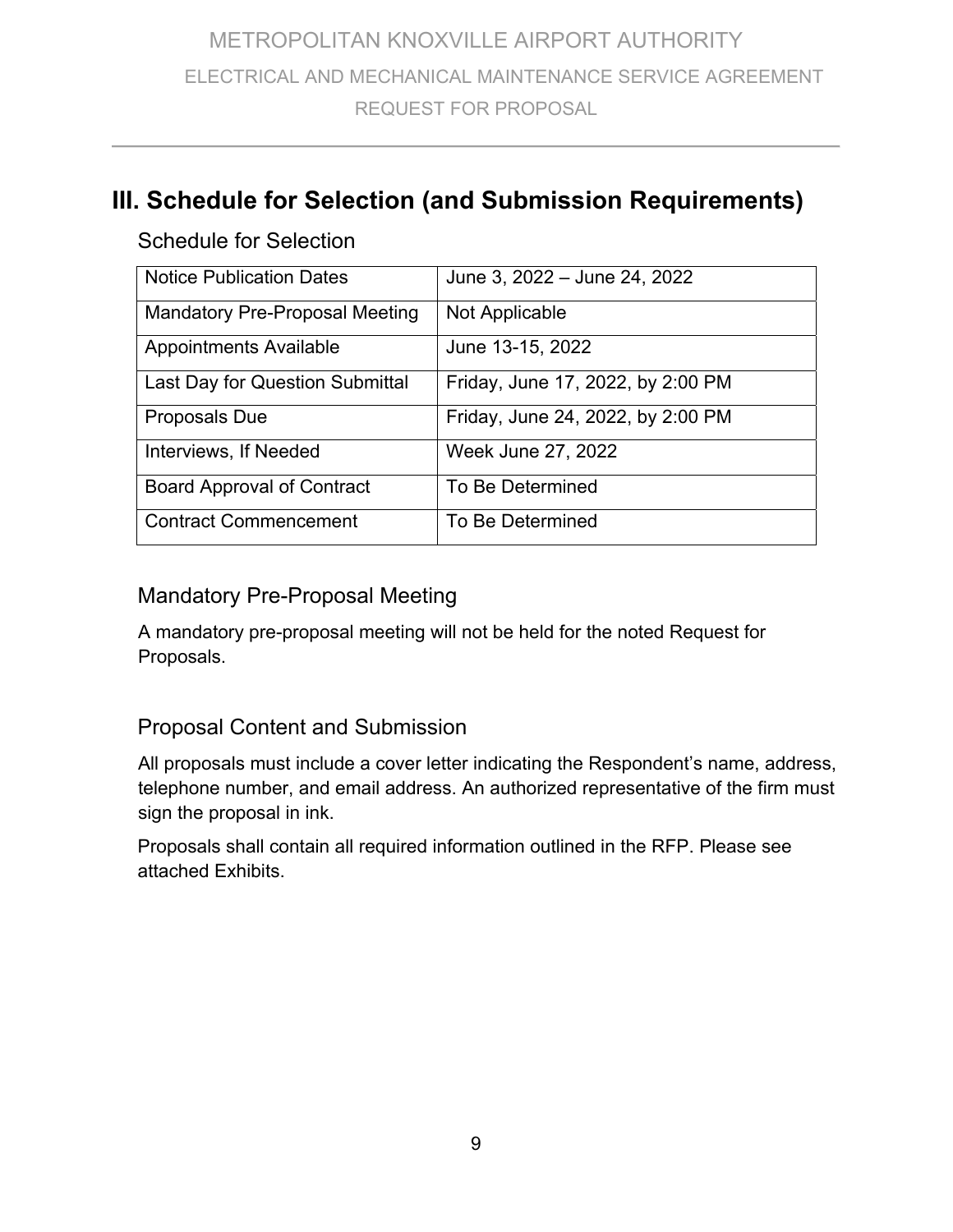# III. Schedule for Selection (and Submission Requirements)

## Schedule for Selection

| Notice Publication Dates | June 3, 2022 – June 24, 2022 |
|---|---|
| Mandatory Pre-Proposal Meeting | Not Applicable |
| Appointments Available | June 13-15, 2022 |
| Last Day for Question Submittal | Friday, June 17, 2022, by 2:00 PM |
| Proposals Due | Friday, June 24, 2022, by 2:00 PM |
| Interviews, If Needed | Week June 27, 2022 |
| Board Approval of Contract | To Be Determined |
| Contract Commencement | To Be Determined |

## Mandatory Pre-Proposal Meeting

A mandatory pre-proposal meeting will not be held for the noted Request for Proposals.

## Proposal Content and Submission

All proposals must include a cover letter indicating the Respondent's name, address, telephone number, and email address. An authorized representative of the firm must sign the proposal in ink.

Proposals shall contain all required information outlined in the RFP. Please see attached Exhibits.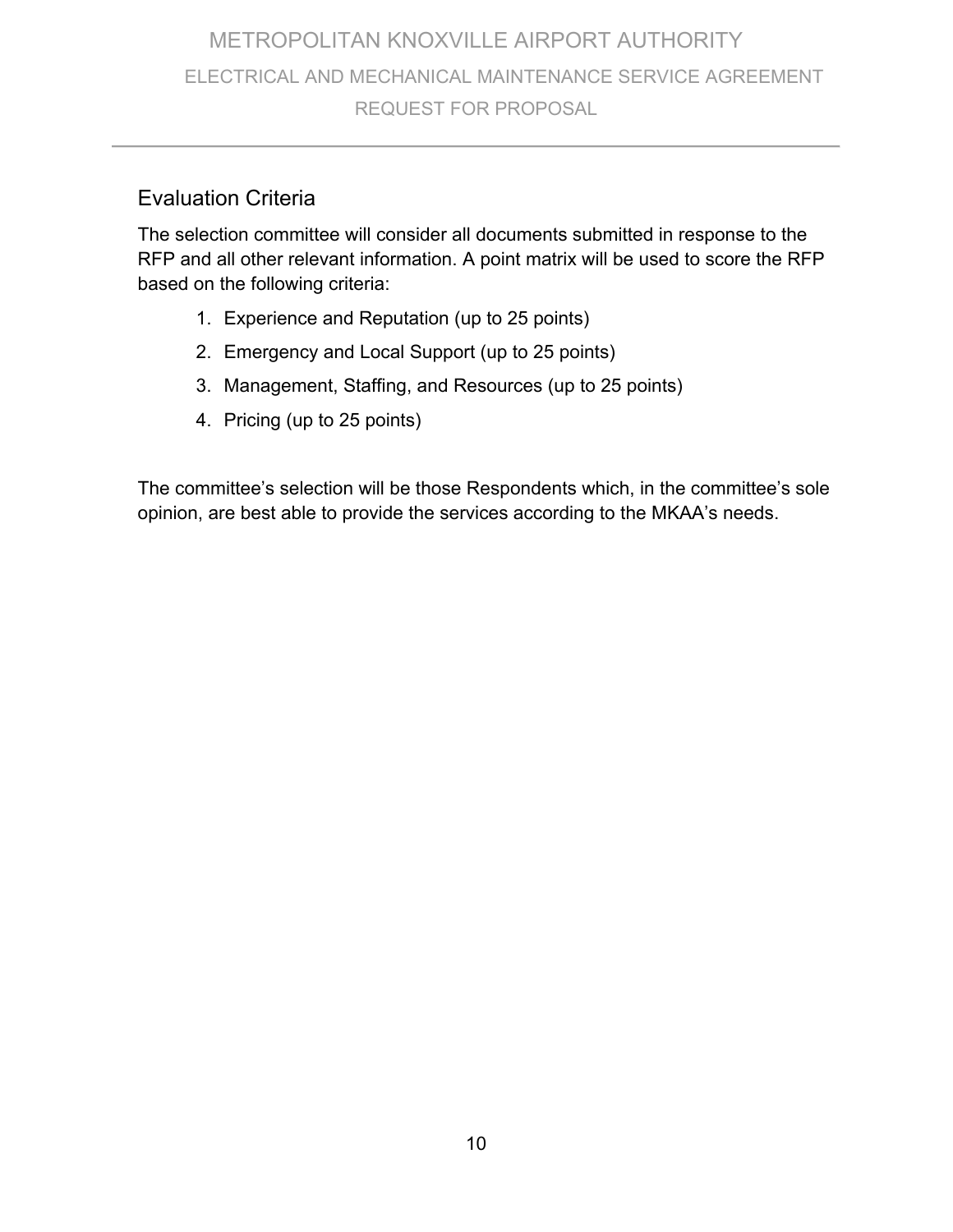## Evaluation Criteria

The selection committee will consider all documents submitted in response to the RFP and all other relevant information. A point matrix will be used to score the RFP based on the following criteria:

1. Experience and Reputation (up to 25 points)
2. Emergency and Local Support (up to 25 points)
3. Management, Staffing, and Resources (up to 25 points)
4. Pricing (up to 25 points)

The committee's selection will be those Respondents which, in the committee's sole opinion, are best able to provide the services according to the MKAA's needs.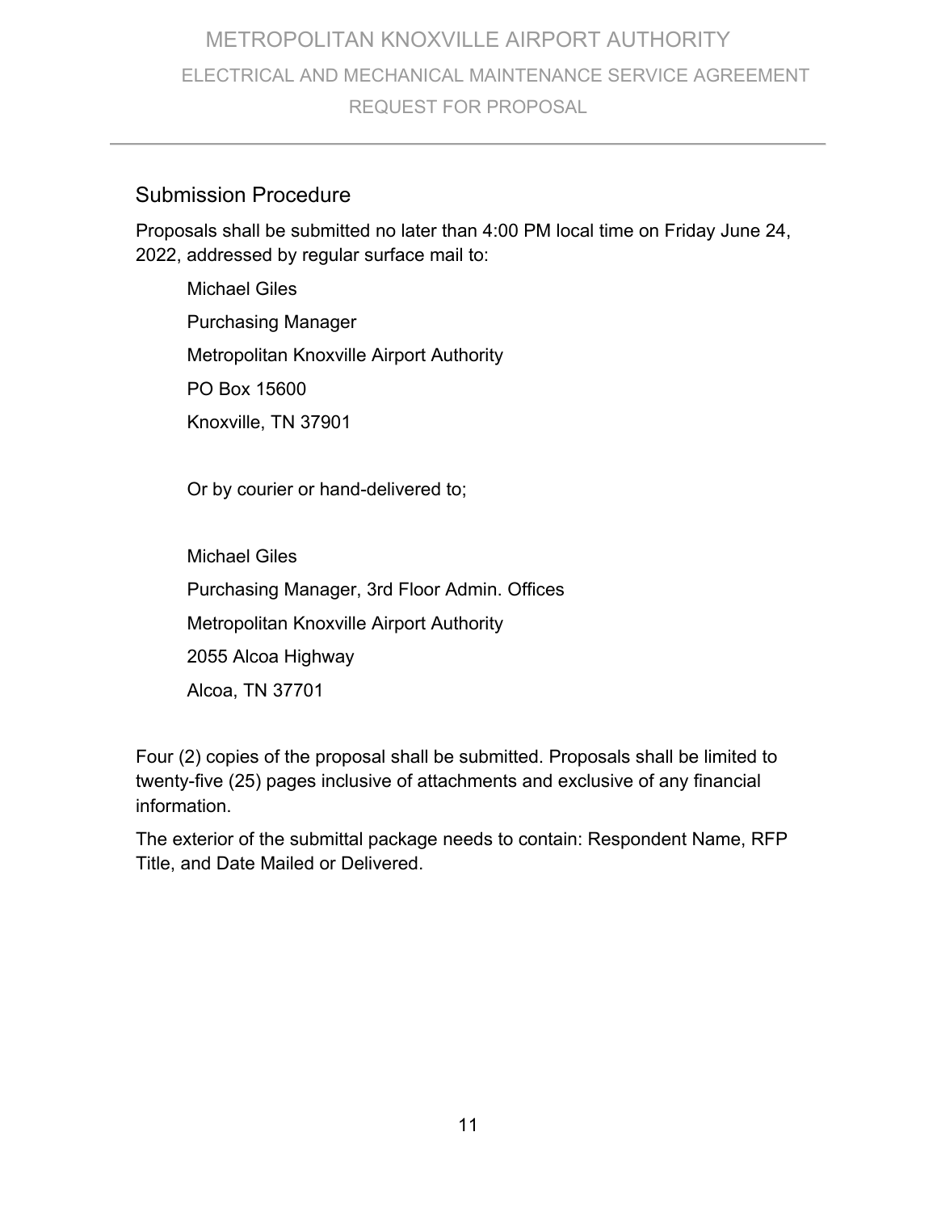## Submission Procedure

Proposals shall be submitted no later than 4:00 PM local time on Friday June 24, 2022, addressed by regular surface mail to:

Michael Giles

Purchasing Manager

Metropolitan Knoxville Airport Authority

PO Box 15600

Knoxville, TN 37901

Or by courier or hand-delivered to;

Michael Giles

Purchasing Manager, 3rd Floor Admin. Offices

Metropolitan Knoxville Airport Authority

2055 Alcoa Highway

Alcoa, TN 37701

Four (2) copies of the proposal shall be submitted. Proposals shall be limited to twenty-five (25) pages inclusive of attachments and exclusive of any financial information.

The exterior of the submittal package needs to contain: Respondent Name, RFP Title, and Date Mailed or Delivered.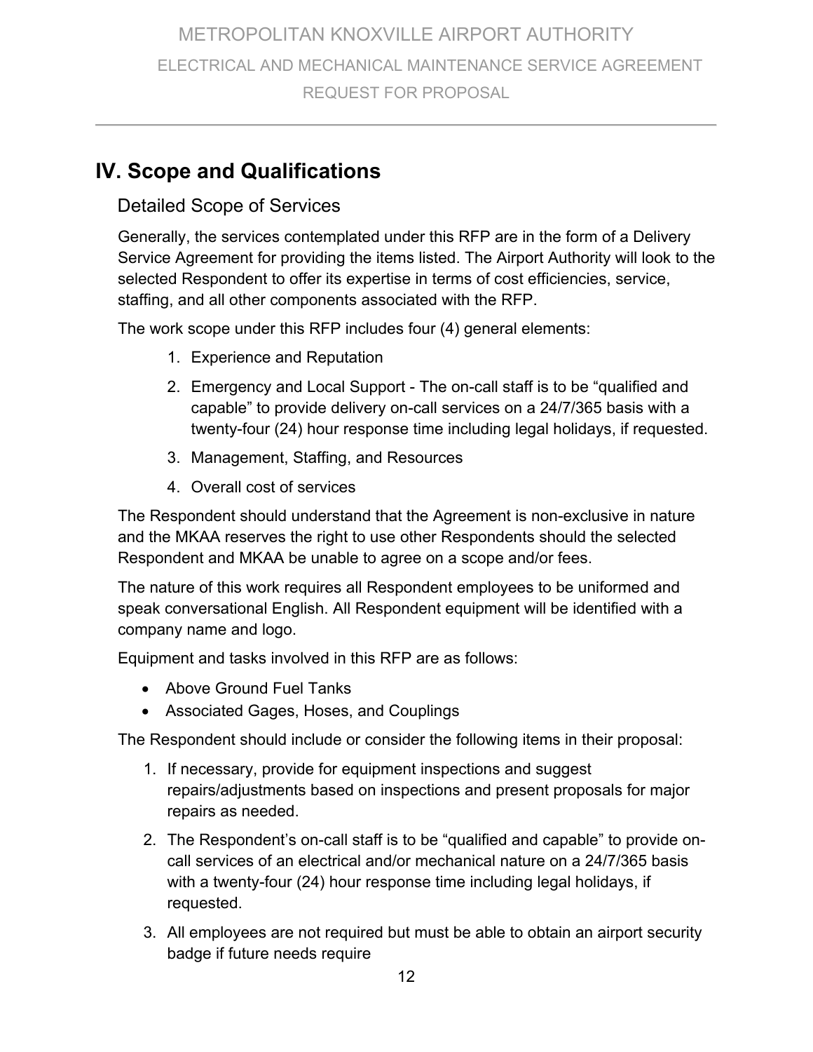# IV. Scope and Qualifications

## Detailed Scope of Services

Generally, the services contemplated under this RFP are in the form of a Delivery Service Agreement for providing the items listed. The Airport Authority will look to the selected Respondent to offer its expertise in terms of cost efficiencies, service, staffing, and all other components associated with the RFP.

The work scope under this RFP includes four (4) general elements:

1. Experience and Reputation
2. Emergency and Local Support - The on-call staff is to be "qualified and capable" to provide delivery on-call services on a 24/7/365 basis with a twenty-four (24) hour response time including legal holidays, if requested.
3. Management, Staffing, and Resources
4. Overall cost of services

The Respondent should understand that the Agreement is non-exclusive in nature and the MKAA reserves the right to use other Respondents should the selected Respondent and MKAA be unable to agree on a scope and/or fees.

The nature of this work requires all Respondent employees to be uniformed and speak conversational English. All Respondent equipment will be identified with a company name and logo.

Equipment and tasks involved in this RFP are as follows:

- Above Ground Fuel Tanks
- Associated Gages, Hoses, and Couplings

The Respondent should include or consider the following items in their proposal:

1. If necessary, provide for equipment inspections and suggest repairs/adjustments based on inspections and present proposals for major repairs as needed.
2. The Respondent's on-call staff is to be "qualified and capable" to provide on-call services of an electrical and/or mechanical nature on a 24/7/365 basis with a twenty-four (24) hour response time including legal holidays, if requested.
3. All employees are not required but must be able to obtain an airport security badge if future needs require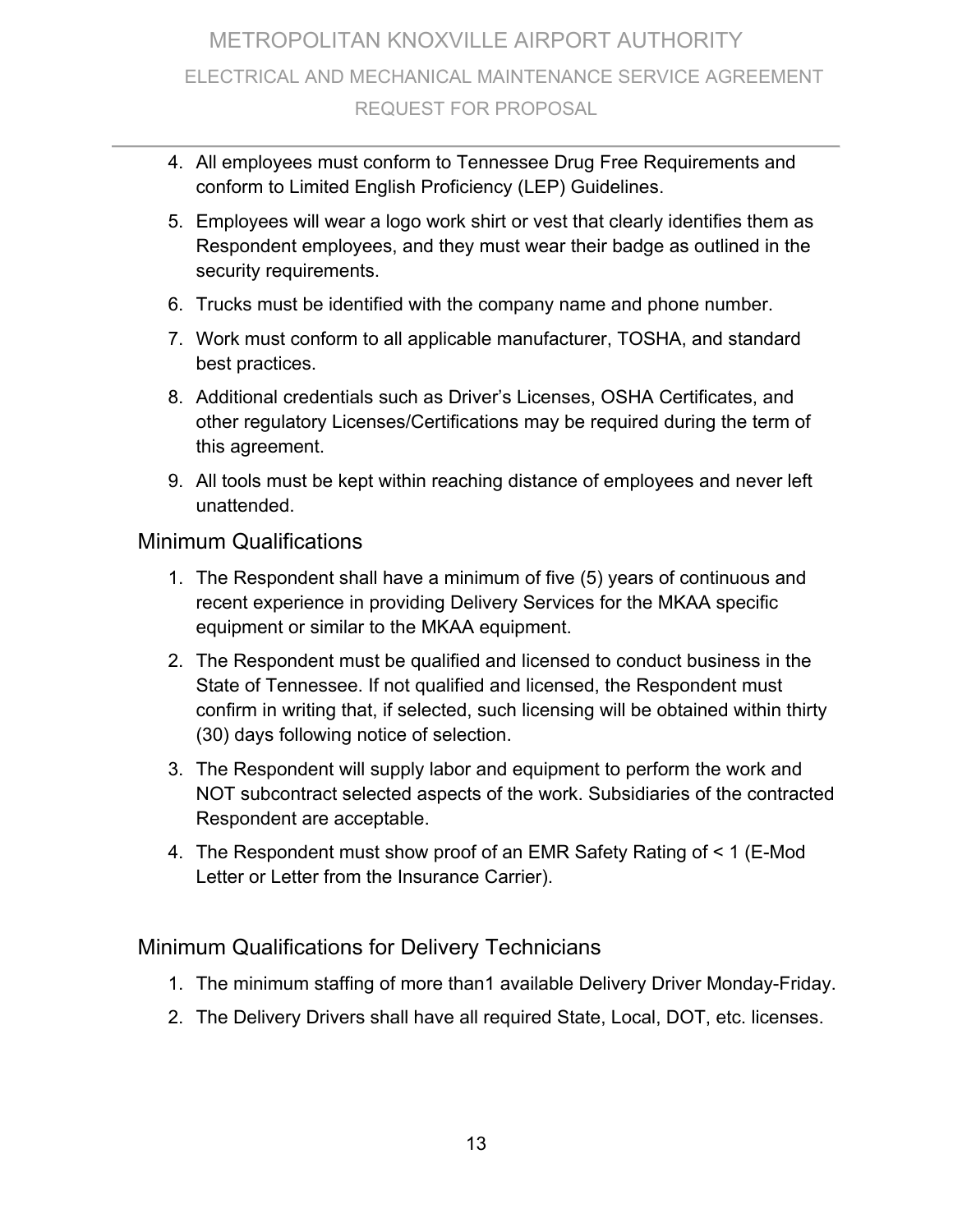4. All employees must conform to Tennessee Drug Free Requirements and conform to Limited English Proficiency (LEP) Guidelines.
5. Employees will wear a logo work shirt or vest that clearly identifies them as Respondent employees, and they must wear their badge as outlined in the security requirements.
6. Trucks must be identified with the company name and phone number.
7. Work must conform to all applicable manufacturer, TOSHA, and standard best practices.
8. Additional credentials such as Driver's Licenses, OSHA Certificates, and other regulatory Licenses/Certifications may be required during the term of this agreement.
9. All tools must be kept within reaching distance of employees and never left unattended.

## Minimum Qualifications

1. The Respondent shall have a minimum of five (5) years of continuous and recent experience in providing Delivery Services for the MKAA specific equipment or similar to the MKAA equipment.
2. The Respondent must be qualified and licensed to conduct business in the State of Tennessee. If not qualified and licensed, the Respondent must confirm in writing that, if selected, such licensing will be obtained within thirty (30) days following notice of selection.
3. The Respondent will supply labor and equipment to perform the work and NOT subcontract selected aspects of the work. Subsidiaries of the contracted Respondent are acceptable.
4. The Respondent must show proof of an EMR Safety Rating of < 1 (E-Mod Letter or Letter from the Insurance Carrier).

## Minimum Qualifications for Delivery Technicians

1. The minimum staffing of more than1 available Delivery Driver Monday-Friday.
2. The Delivery Drivers shall have all required State, Local, DOT, etc. licenses.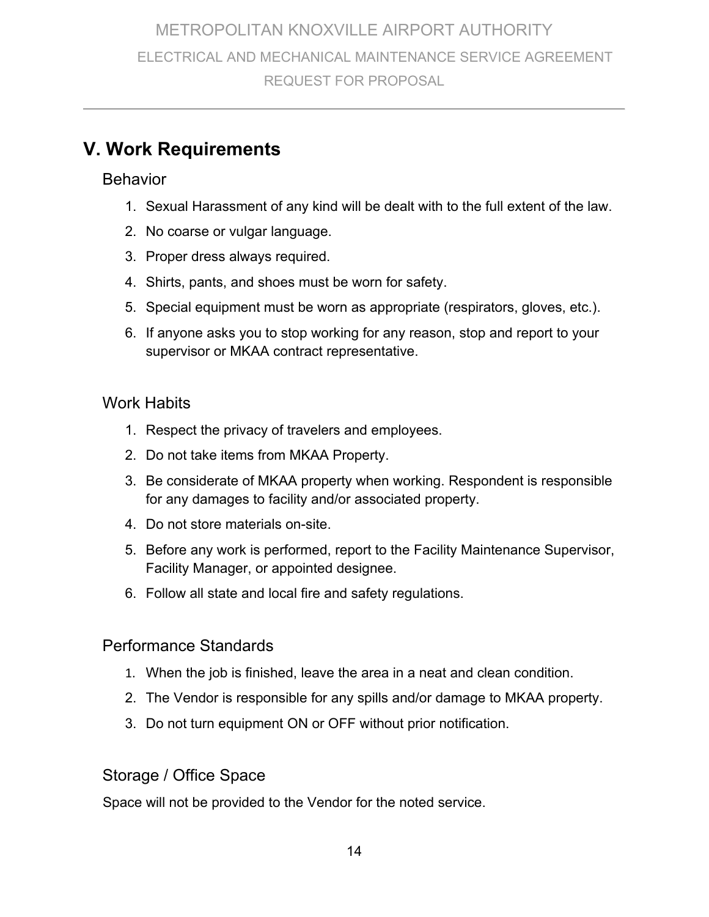## V. Work Requirements

### Behavior

1. Sexual Harassment of any kind will be dealt with to the full extent of the law.
2. No coarse or vulgar language.
3. Proper dress always required.
4. Shirts, pants, and shoes must be worn for safety.
5. Special equipment must be worn as appropriate (respirators, gloves, etc.).
6. If anyone asks you to stop working for any reason, stop and report to your supervisor or MKAA contract representative.

### Work Habits

1. Respect the privacy of travelers and employees.
2. Do not take items from MKAA Property.
3. Be considerate of MKAA property when working. Respondent is responsible for any damages to facility and/or associated property.
4. Do not store materials on-site.
5. Before any work is performed, report to the Facility Maintenance Supervisor, Facility Manager, or appointed designee.
6. Follow all state and local fire and safety regulations.

### Performance Standards

1. When the job is finished, leave the area in a neat and clean condition.
2. The Vendor is responsible for any spills and/or damage to MKAA property.
3. Do not turn equipment ON or OFF without prior notification.

### Storage / Office Space

Space will not be provided to the Vendor for the noted service.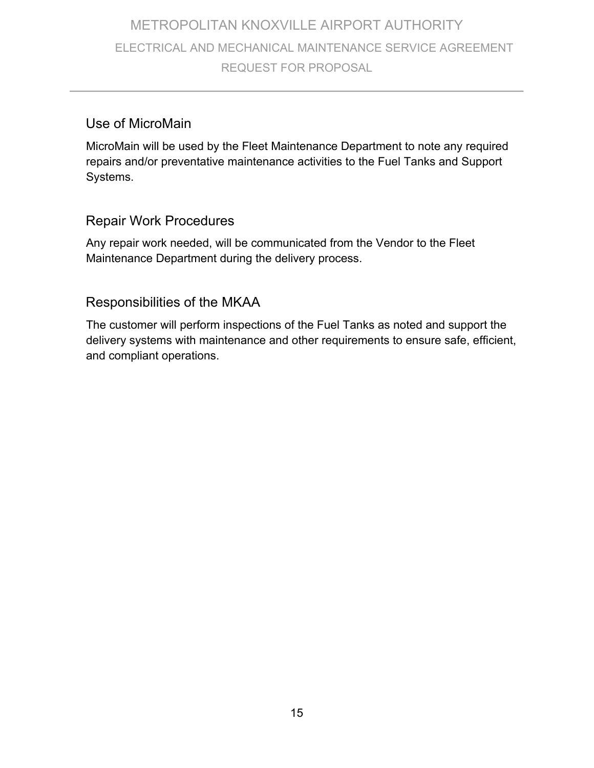## Use of MicroMain

MicroMain will be used by the Fleet Maintenance Department to note any required repairs and/or preventative maintenance activities to the Fuel Tanks and Support Systems.

## Repair Work Procedures

Any repair work needed, will be communicated from the Vendor to the Fleet Maintenance Department during the delivery process.

## Responsibilities of the MKAA

The customer will perform inspections of the Fuel Tanks as noted and support the delivery systems with maintenance and other requirements to ensure safe, efficient, and compliant operations.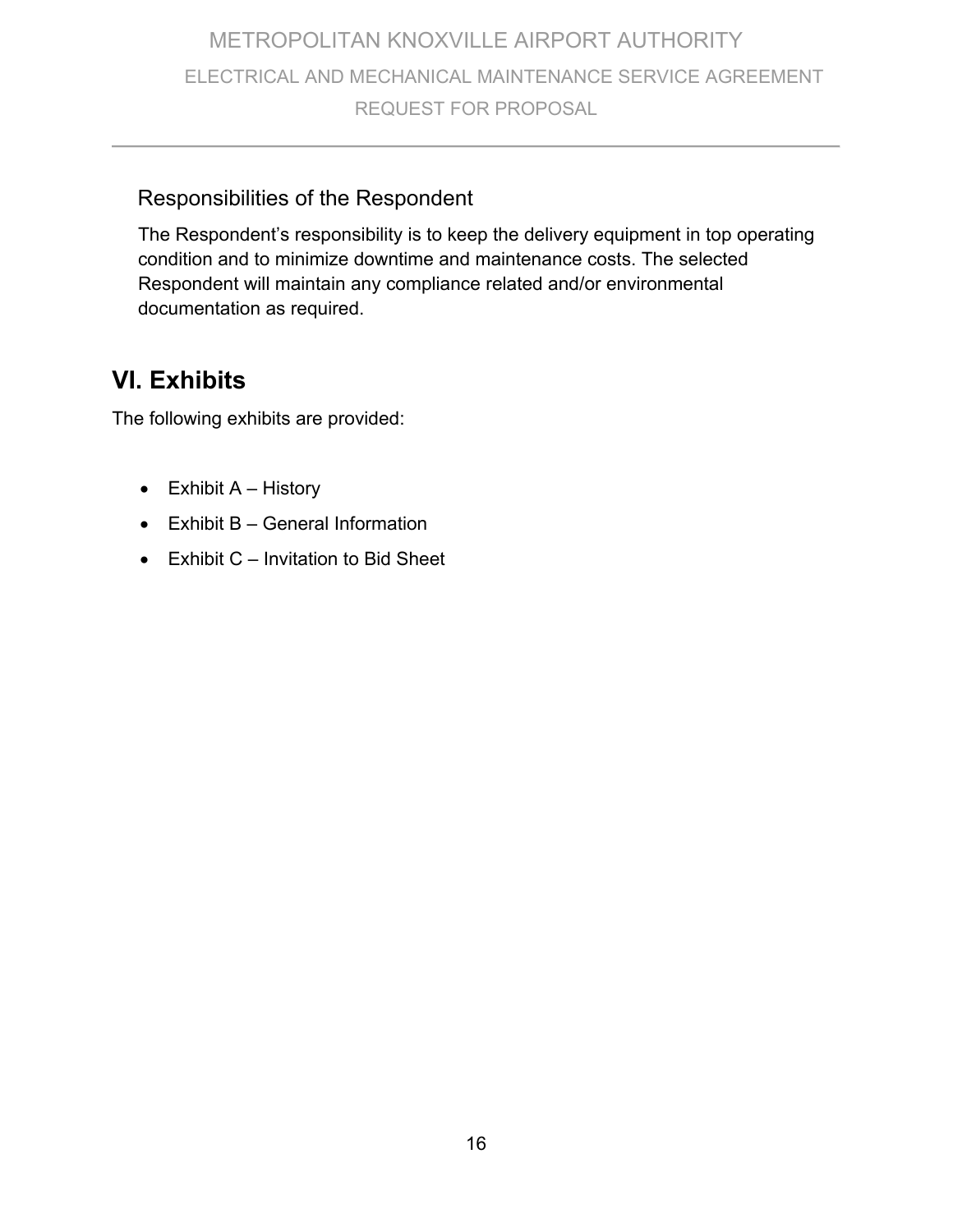### Responsibilities of the Respondent

The Respondent's responsibility is to keep the delivery equipment in top operating condition and to minimize downtime and maintenance costs. The selected Respondent will maintain any compliance related and/or environmental documentation as required.

## VI. Exhibits

The following exhibits are provided:

- Exhibit A – History
- Exhibit B – General Information
- Exhibit C – Invitation to Bid Sheet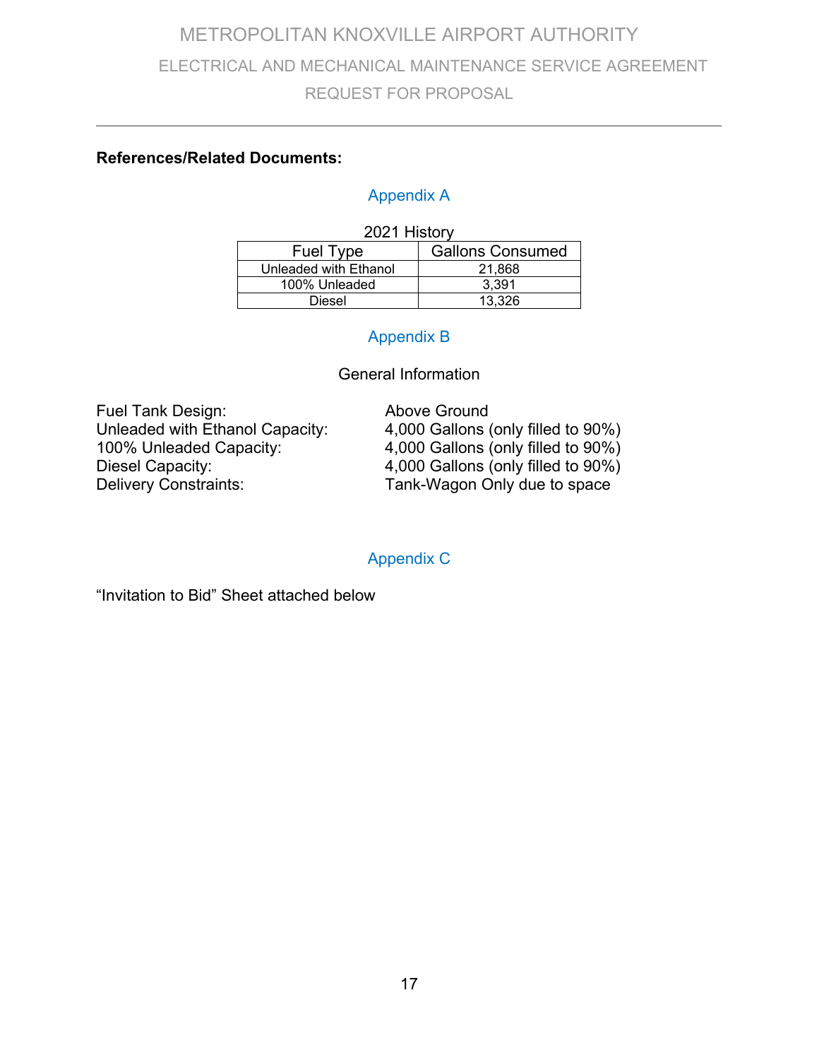**References/Related Documents:**

## Appendix A

2021 History

| Fuel Type | Gallons Consumed |
|---|---|
| Unleaded with Ethanol | 21,868 |
| 100% Unleaded | 3,391 |
| Diesel | 13,326 |

## Appendix B

General Information

| | |
|---|---|
| Fuel Tank Design: | Above Ground |
| Unleaded with Ethanol Capacity: | 4,000 Gallons (only filled to 90%) |
| 100% Unleaded Capacity: | 4,000 Gallons (only filled to 90%) |
| Diesel Capacity: | 4,000 Gallons (only filled to 90%) |
| Delivery Constraints: | Tank-Wagon Only due to space |

## Appendix C

"Invitation to Bid" Sheet attached below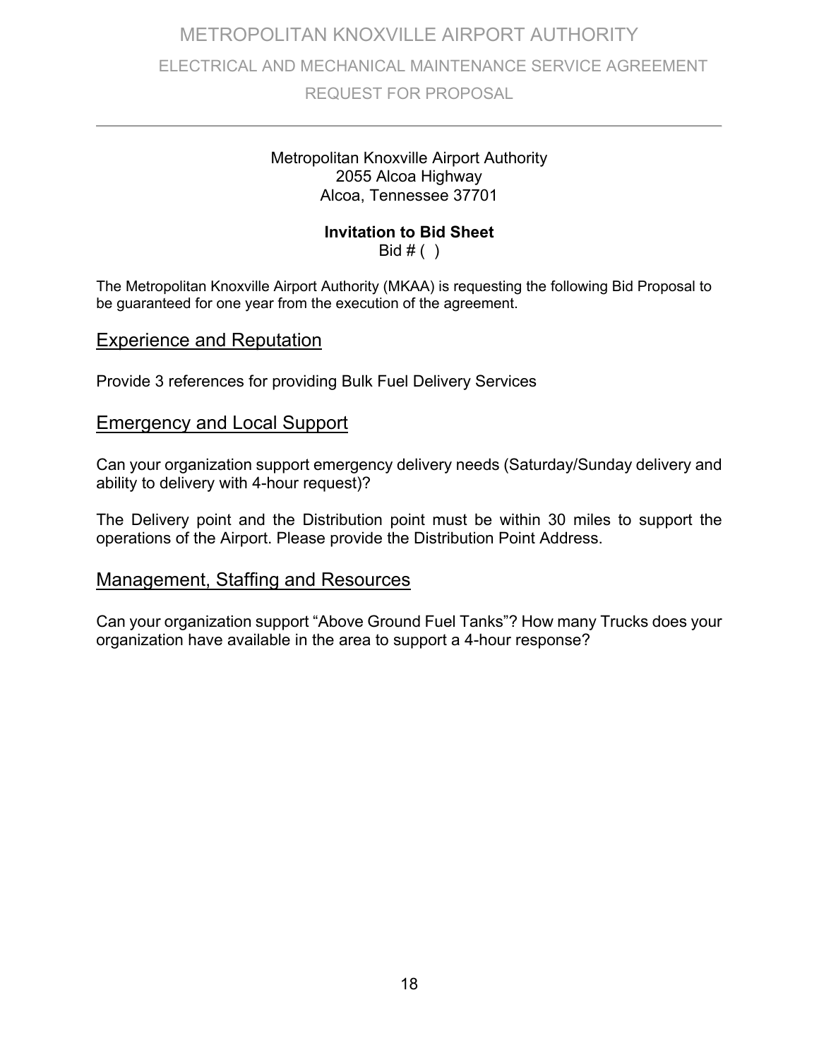Metropolitan Knoxville Airport Authority
2055 Alcoa Highway
Alcoa, Tennessee 37701

**Invitation to Bid Sheet**
Bid # (  )

The Metropolitan Knoxville Airport Authority (MKAA) is requesting the following Bid Proposal to be guaranteed for one year from the execution of the agreement.

## Experience and Reputation

Provide 3 references for providing Bulk Fuel Delivery Services

## Emergency and Local Support

Can your organization support emergency delivery needs (Saturday/Sunday delivery and ability to delivery with 4-hour request)?

The Delivery point and the Distribution point must be within 30 miles to support the operations of the Airport. Please provide the Distribution Point Address.

## Management, Staffing and Resources

Can your organization support "Above Ground Fuel Tanks"? How many Trucks does your organization have available in the area to support a 4-hour response?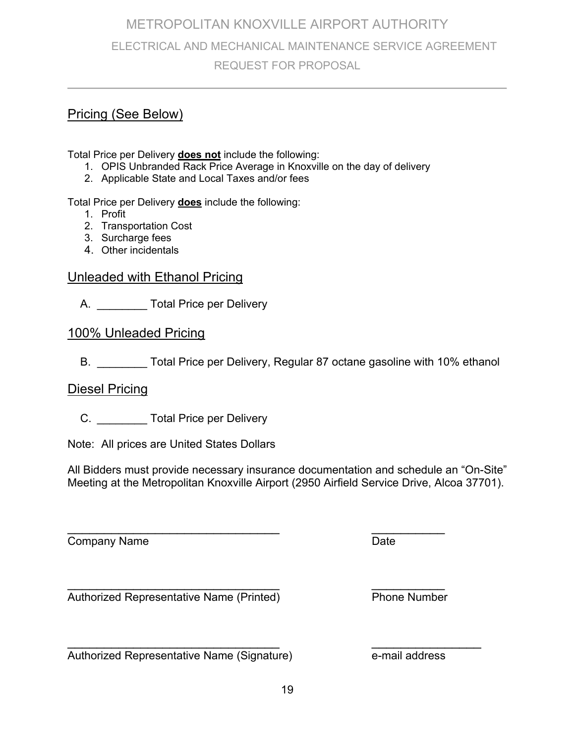## Pricing (See Below)

Total Price per Delivery **does not** include the following:

1. OPIS Unbranded Rack Price Average in Knoxville on the day of delivery
2. Applicable State and Local Taxes and/or fees

Total Price per Delivery **does** include the following:

1. Profit
2. Transportation Cost
3. Surcharge fees
4. Other incidentals

## Unleaded with Ethanol Pricing

A. ________ Total Price per Delivery

## 100% Unleaded Pricing

B. ________ Total Price per Delivery, Regular 87 octane gasoline with 10% ethanol

## Diesel Pricing

C. ________ Total Price per Delivery

Note: All prices are United States Dollars

All Bidders must provide necessary insurance documentation and schedule an "On-Site" Meeting at the Metropolitan Knoxville Airport (2950 Airfield Service Drive, Alcoa 37701).

________________________________ ____________
Company Name Date

________________________________ ____________
Authorized Representative Name (Printed) Phone Number

________________________________ ________________
Authorized Representative Name (Signature) e-mail address